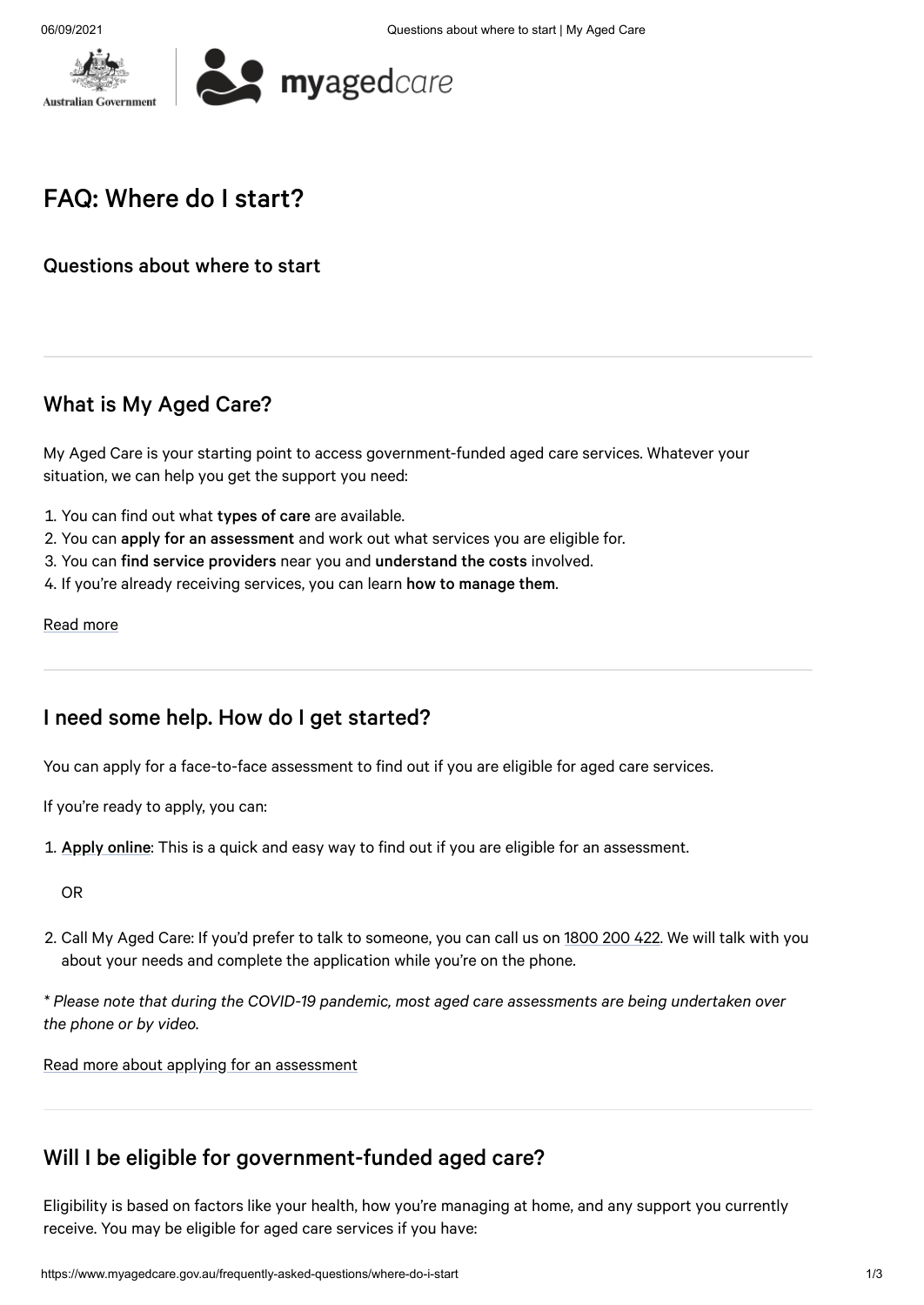# FAQ: Where do I start?

### Questions about where to start

## What is My Aged Care?

My Aged Care is your starting point to access government-funded aged care services. Whatever your situation, we can help you get the support you need:

1. You can find out what **types of care** are available.
2. You can **apply for an assessment** and work out what services you are eligible for.
3. You can **find service providers** near you and **understand the costs** involved.
4. If you're already receiving services, you can learn **how to manage them**.

Read more

## I need some help. How do I get started?

You can apply for a face-to-face assessment to find out if you are eligible for aged care services.

If you're ready to apply, you can:

1. **Apply online**: This is a quick and easy way to find out if you are eligible for an assessment.

   OR

2. Call My Aged Care: If you'd prefer to talk to someone, you can call us on 1800 200 422. We will talk with you about your needs and complete the application while you're on the phone.

*\* Please note that during the COVID-19 pandemic, most aged care assessments are being undertaken over the phone or by video.*

Read more about applying for an assessment

## Will I be eligible for government-funded aged care?

Eligibility is based on factors like your health, how you're managing at home, and any support you currently receive. You may be eligible for aged care services if you have: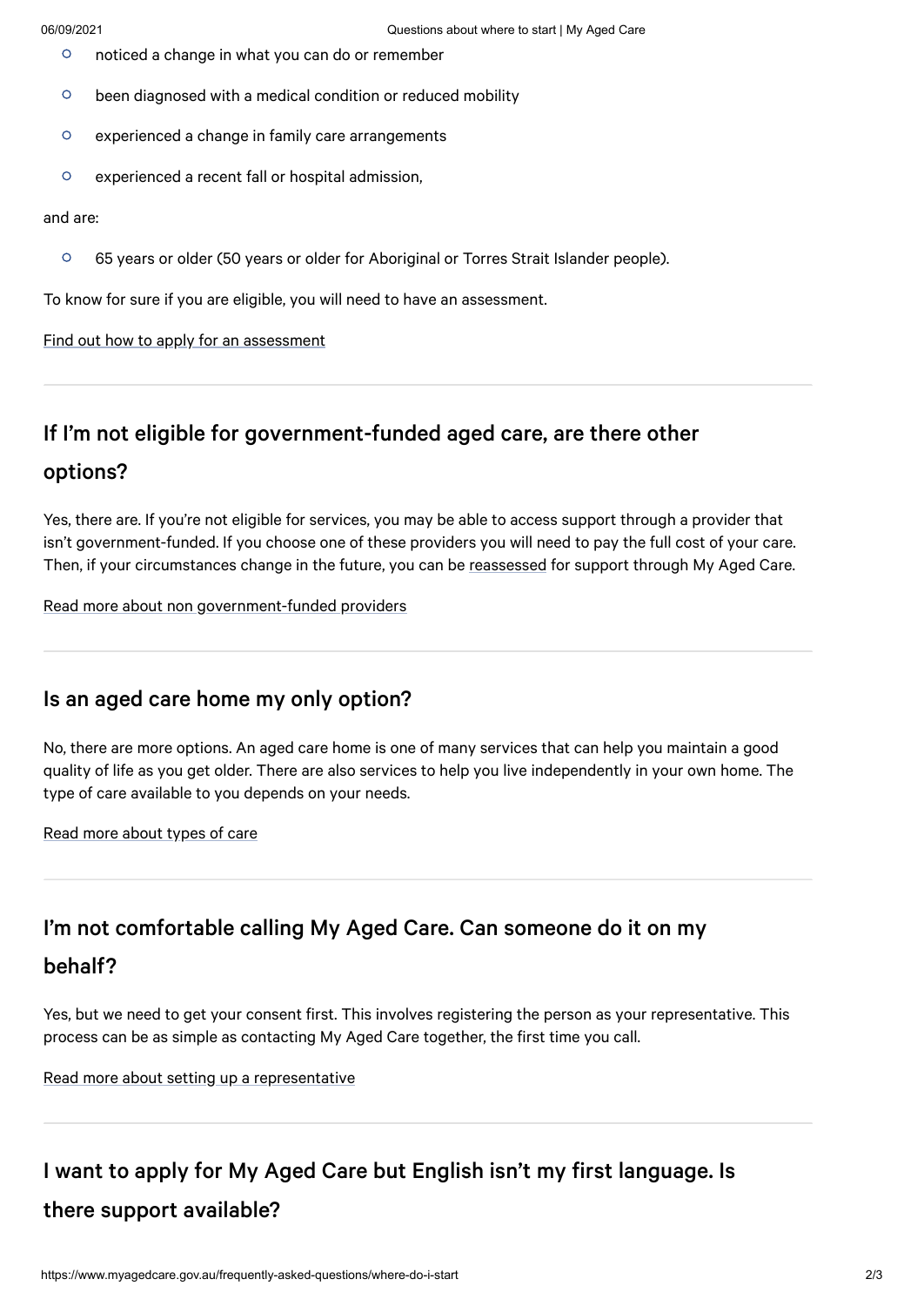- noticed a change in what you can do or remember
- been diagnosed with a medical condition or reduced mobility
- experienced a change in family care arrangements
- experienced a recent fall or hospital admission,

and are:

- 65 years or older (50 years or older for Aboriginal or Torres Strait Islander people).

To know for sure if you are eligible, you will need to have an assessment.

Find out how to apply for an assessment

---

## If I'm not eligible for government-funded aged care, are there other options?

Yes, there are. If you're not eligible for services, you may be able to access support through a provider that isn't government-funded. If you choose one of these providers you will need to pay the full cost of your care. Then, if your circumstances change in the future, you can be reassessed for support through My Aged Care.

Read more about non government-funded providers

---

## Is an aged care home my only option?

No, there are more options. An aged care home is one of many services that can help you maintain a good quality of life as you get older. There are also services to help you live independently in your own home. The type of care available to you depends on your needs.

Read more about types of care

---

## I'm not comfortable calling My Aged Care. Can someone do it on my behalf?

Yes, but we need to get your consent first. This involves registering the person as your representative. This process can be as simple as contacting My Aged Care together, the first time you call.

Read more about setting up a representative

---

## I want to apply for My Aged Care but English isn't my first language. Is there support available?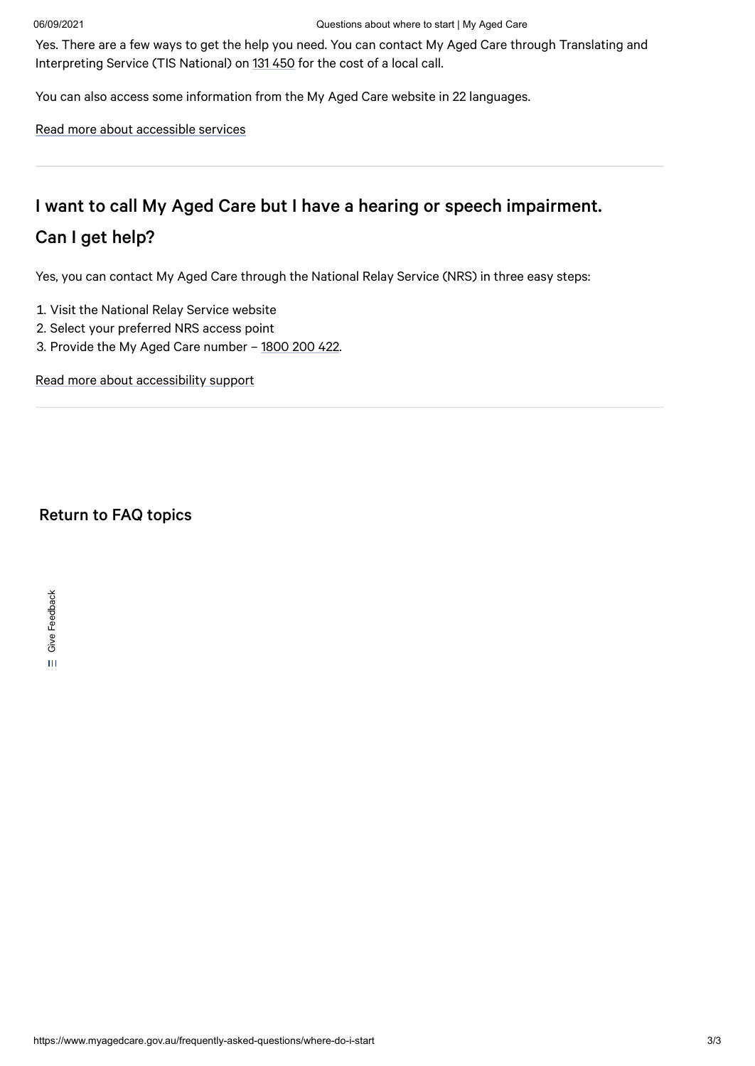Yes. There are a few ways to get the help you need. You can contact My Aged Care through Translating and Interpreting Service (TIS National) on 131 450 for the cost of a local call.

You can also access some information from the My Aged Care website in 22 languages.

Read more about accessible services

## I want to call My Aged Care but I have a hearing or speech impairment. Can I get help?

Yes, you can contact My Aged Care through the National Relay Service (NRS) in three easy steps:

1. Visit the National Relay Service website
2. Select your preferred NRS access point
3. Provide the My Aged Care number – 1800 200 422.

Read more about accessibility support

## Return to FAQ topics

Give Feedback